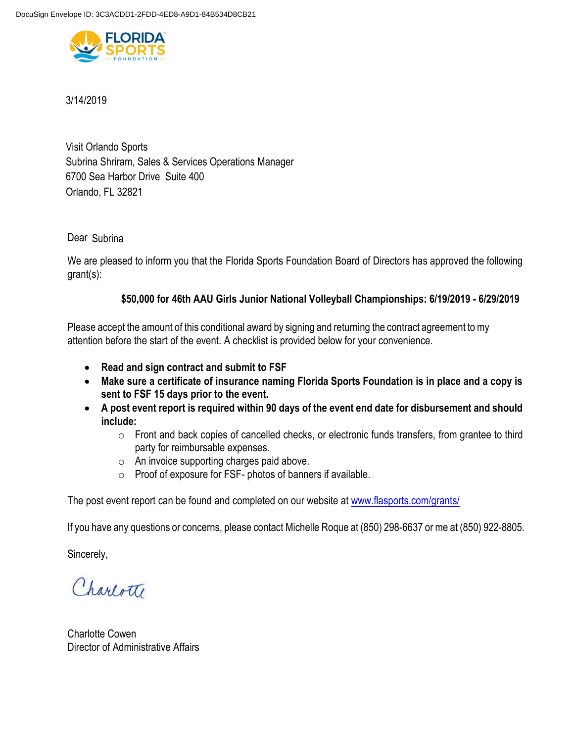DocuSign Envelope ID: 3C3ACDD1-2FDD-4ED8-A9D1-84B534D8CB21

FLORIDA SPORTS FOUNDATION

3/14/2019

Visit Orlando Sports
Subrina Shriram, Sales & Services Operations Manager
6700 Sea Harbor Drive Suite 400
Orlando, FL 32821

Dear Subrina

We are pleased to inform you that the Florida Sports Foundation Board of Directors has approved the following grant(s):

**$50,000 for 46th AAU Girls Junior National Volleyball Championships: 6/19/2019 - 6/29/2019**

Please accept the amount of this conditional award by signing and returning the contract agreement to my attention before the start of the event. A checklist is provided below for your convenience.

- **Read and sign contract and submit to FSF**
- **Make sure a certificate of insurance naming Florida Sports Foundation is in place and a copy is sent to FSF 15 days prior to the event.**
- **A post event report is required within 90 days of the event end date for disbursement and should include:**
  - Front and back copies of cancelled checks, or electronic funds transfers, from grantee to third party for reimbursable expenses.
  - An invoice supporting charges paid above.
  - Proof of exposure for FSF- photos of banners if available.

The post event report can be found and completed on our website at www.flasports.com/grants/

If you have any questions or concerns, please contact Michelle Roque at (850) 298-6637 or me at (850) 922-8805.

Sincerely,

Charlotte

Charlotte Cowen
Director of Administrative Affairs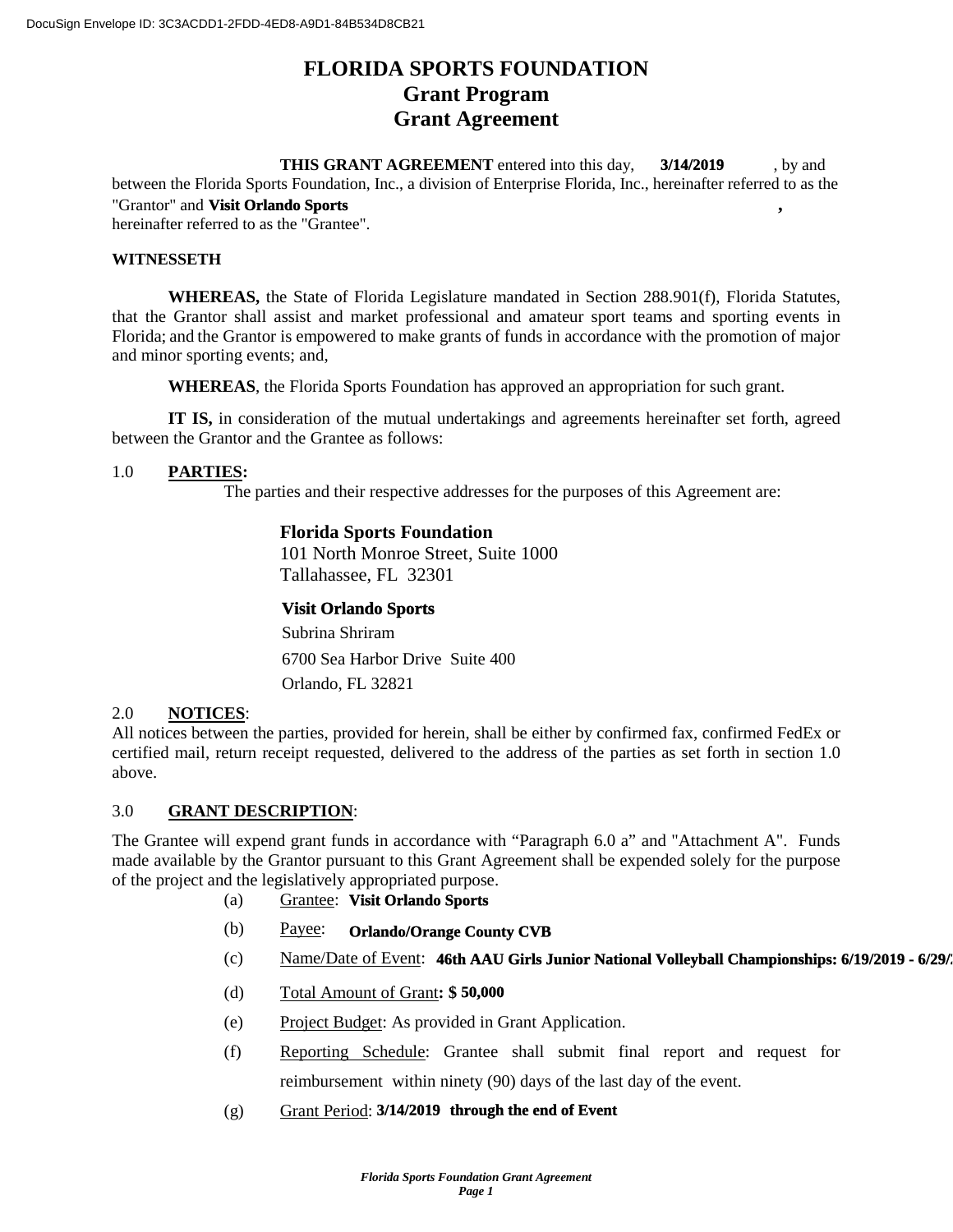# FLORIDA SPORTS FOUNDATION
# Grant Program
# Grant Agreement

**THIS GRANT AGREEMENT** entered into this day, **3/14/2019** , by and between the Florida Sports Foundation, Inc., a division of Enterprise Florida, Inc., hereinafter referred to as the "Grantor" and **Visit Orlando Sports** **,** hereinafter referred to as the "Grantee".

**WITNESSETH**

**WHEREAS,** the State of Florida Legislature mandated in Section 288.901(f), Florida Statutes, that the Grantor shall assist and market professional and amateur sport teams and sporting events in Florida; and the Grantor is empowered to make grants of funds in accordance with the promotion of major and minor sporting events; and,

**WHEREAS**, the Florida Sports Foundation has approved an appropriation for such grant.

**IT IS,** in consideration of the mutual undertakings and agreements hereinafter set forth, agreed between the Grantor and the Grantee as follows:

1.0 **PARTIES:**

The parties and their respective addresses for the purposes of this Agreement are:

**Florida Sports Foundation**
101 North Monroe Street, Suite 1000
Tallahassee, FL 32301

**Visit Orlando Sports**
Subrina Shriram
6700 Sea Harbor Drive Suite 400
Orlando, FL 32821

2.0 **NOTICES**:

All notices between the parties, provided for herein, shall be either by confirmed fax, confirmed FedEx or certified mail, return receipt requested, delivered to the address of the parties as set forth in section 1.0 above.

3.0 **GRANT DESCRIPTION**:

The Grantee will expend grant funds in accordance with "Paragraph 6.0 a" and "Attachment A". Funds made available by the Grantor pursuant to this Grant Agreement shall be expended solely for the purpose of the project and the legislatively appropriated purpose.

(a) Grantee: **Visit Orlando Sports**

(b) Payee: **Orlando/Orange County CVB**

(c) Name/Date of Event: **46th AAU Girls Junior National Volleyball Championships: 6/19/2019 - 6/29/**

(d) Total Amount of Grant**: $ 50,000**

(e) Project Budget: As provided in Grant Application.

(f) Reporting Schedule: Grantee shall submit final report and request for reimbursement within ninety (90) days of the last day of the event.

(g) Grant Period: **3/14/2019 through the end of Event**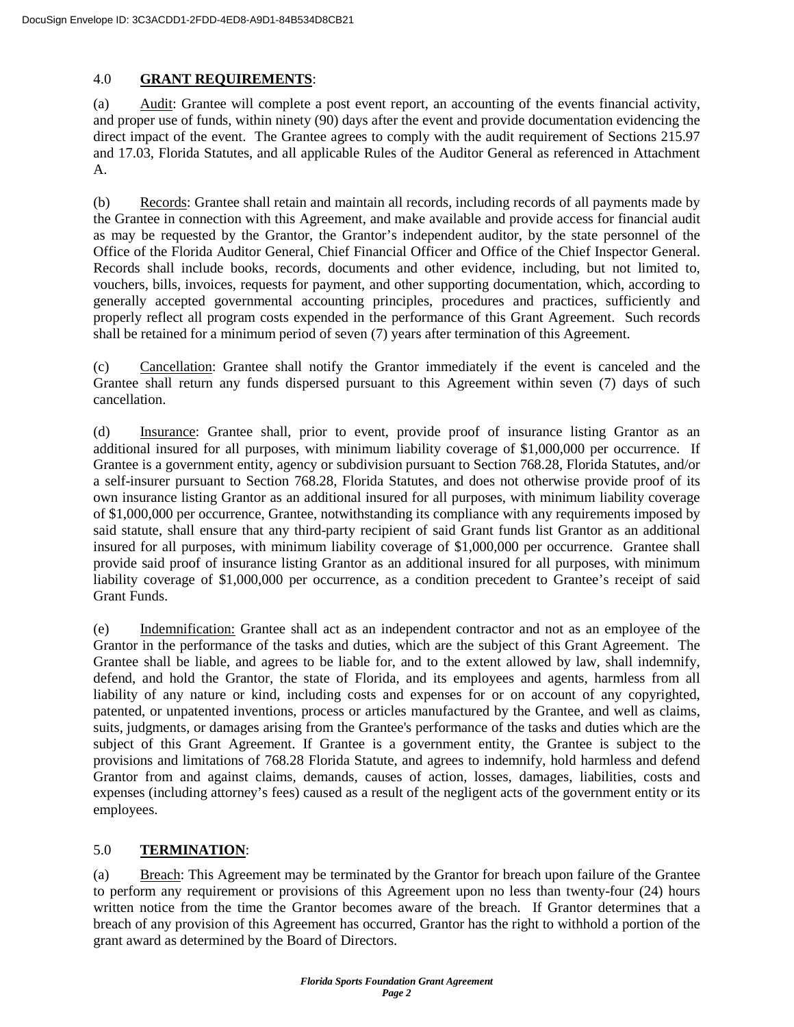## 4.0 **GRANT REQUIREMENTS**:

(a) Audit: Grantee will complete a post event report, an accounting of the events financial activity, and proper use of funds, within ninety (90) days after the event and provide documentation evidencing the direct impact of the event. The Grantee agrees to comply with the audit requirement of Sections 215.97 and 17.03, Florida Statutes, and all applicable Rules of the Auditor General as referenced in Attachment A.

(b) Records: Grantee shall retain and maintain all records, including records of all payments made by the Grantee in connection with this Agreement, and make available and provide access for financial audit as may be requested by the Grantor, the Grantor's independent auditor, by the state personnel of the Office of the Florida Auditor General, Chief Financial Officer and Office of the Chief Inspector General. Records shall include books, records, documents and other evidence, including, but not limited to, vouchers, bills, invoices, requests for payment, and other supporting documentation, which, according to generally accepted governmental accounting principles, procedures and practices, sufficiently and properly reflect all program costs expended in the performance of this Grant Agreement. Such records shall be retained for a minimum period of seven (7) years after termination of this Agreement.

(c) Cancellation: Grantee shall notify the Grantor immediately if the event is canceled and the Grantee shall return any funds dispersed pursuant to this Agreement within seven (7) days of such cancellation.

(d) Insurance: Grantee shall, prior to event, provide proof of insurance listing Grantor as an additional insured for all purposes, with minimum liability coverage of $1,000,000 per occurrence. If Grantee is a government entity, agency or subdivision pursuant to Section 768.28, Florida Statutes, and/or a self-insurer pursuant to Section 768.28, Florida Statutes, and does not otherwise provide proof of its own insurance listing Grantor as an additional insured for all purposes, with minimum liability coverage of $1,000,000 per occurrence, Grantee, notwithstanding its compliance with any requirements imposed by said statute, shall ensure that any third-party recipient of said Grant funds list Grantor as an additional insured for all purposes, with minimum liability coverage of $1,000,000 per occurrence. Grantee shall provide said proof of insurance listing Grantor as an additional insured for all purposes, with minimum liability coverage of $1,000,000 per occurrence, as a condition precedent to Grantee's receipt of said Grant Funds.

(e) Indemnification: Grantee shall act as an independent contractor and not as an employee of the Grantor in the performance of the tasks and duties, which are the subject of this Grant Agreement. The Grantee shall be liable, and agrees to be liable for, and to the extent allowed by law, shall indemnify, defend, and hold the Grantor, the state of Florida, and its employees and agents, harmless from all liability of any nature or kind, including costs and expenses for or on account of any copyrighted, patented, or unpatented inventions, process or articles manufactured by the Grantee, and well as claims, suits, judgments, or damages arising from the Grantee's performance of the tasks and duties which are the subject of this Grant Agreement. If Grantee is a government entity, the Grantee is subject to the provisions and limitations of 768.28 Florida Statute, and agrees to indemnify, hold harmless and defend Grantor from and against claims, demands, causes of action, losses, damages, liabilities, costs and expenses (including attorney's fees) caused as a result of the negligent acts of the government entity or its employees.

## 5.0 **TERMINATION**:

(a) Breach: This Agreement may be terminated by the Grantor for breach upon failure of the Grantee to perform any requirement or provisions of this Agreement upon no less than twenty-four (24) hours written notice from the time the Grantor becomes aware of the breach. If Grantor determines that a breach of any provision of this Agreement has occurred, Grantor has the right to withhold a portion of the grant award as determined by the Board of Directors.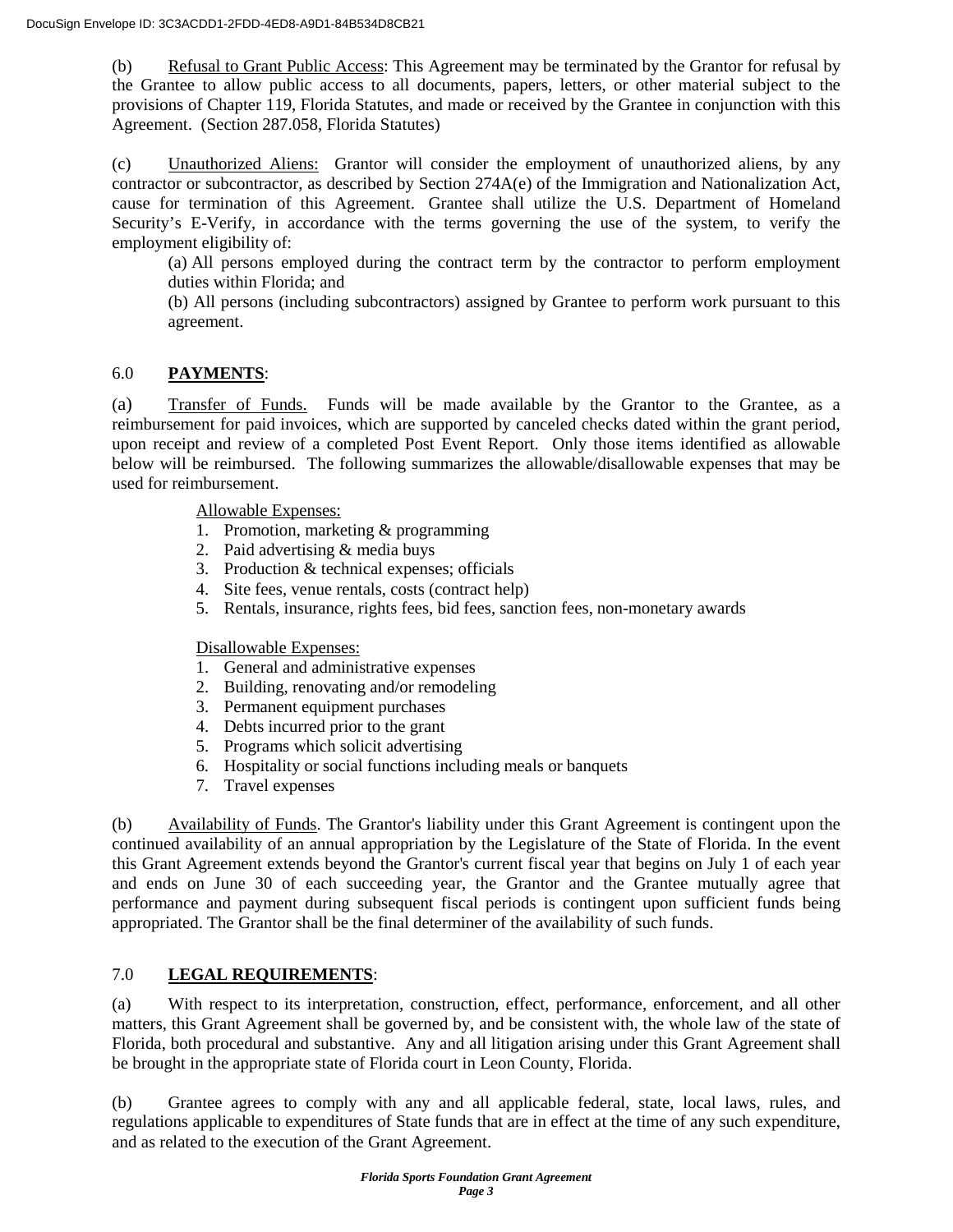(b) Refusal to Grant Public Access: This Agreement may be terminated by the Grantor for refusal by the Grantee to allow public access to all documents, papers, letters, or other material subject to the provisions of Chapter 119, Florida Statutes, and made or received by the Grantee in conjunction with this Agreement. (Section 287.058, Florida Statutes)

(c) Unauthorized Aliens: Grantor will consider the employment of unauthorized aliens, by any contractor or subcontractor, as described by Section 274A(e) of the Immigration and Nationalization Act, cause for termination of this Agreement. Grantee shall utilize the U.S. Department of Homeland Security's E-Verify, in accordance with the terms governing the use of the system, to verify the employment eligibility of:

> (a) All persons employed during the contract term by the contractor to perform employment duties within Florida; and
>
> (b) All persons (including subcontractors) assigned by Grantee to perform work pursuant to this agreement.

## 6.0 PAYMENTS:

(a) Transfer of Funds. Funds will be made available by the Grantor to the Grantee, as a reimbursement for paid invoices, which are supported by canceled checks dated within the grant period, upon receipt and review of a completed Post Event Report. Only those items identified as allowable below will be reimbursed. The following summarizes the allowable/disallowable expenses that may be used for reimbursement.

Allowable Expenses:

1. Promotion, marketing & programming
2. Paid advertising & media buys
3. Production & technical expenses; officials
4. Site fees, venue rentals, costs (contract help)
5. Rentals, insurance, rights fees, bid fees, sanction fees, non-monetary awards

Disallowable Expenses:

1. General and administrative expenses
2. Building, renovating and/or remodeling
3. Permanent equipment purchases
4. Debts incurred prior to the grant
5. Programs which solicit advertising
6. Hospitality or social functions including meals or banquets
7. Travel expenses

(b) Availability of Funds. The Grantor's liability under this Grant Agreement is contingent upon the continued availability of an annual appropriation by the Legislature of the State of Florida. In the event this Grant Agreement extends beyond the Grantor's current fiscal year that begins on July 1 of each year and ends on June 30 of each succeeding year, the Grantor and the Grantee mutually agree that performance and payment during subsequent fiscal periods is contingent upon sufficient funds being appropriated. The Grantor shall be the final determiner of the availability of such funds.

## 7.0 LEGAL REQUIREMENTS:

(a) With respect to its interpretation, construction, effect, performance, enforcement, and all other matters, this Grant Agreement shall be governed by, and be consistent with, the whole law of the state of Florida, both procedural and substantive. Any and all litigation arising under this Grant Agreement shall be brought in the appropriate state of Florida court in Leon County, Florida.

(b) Grantee agrees to comply with any and all applicable federal, state, local laws, rules, and regulations applicable to expenditures of State funds that are in effect at the time of any such expenditure, and as related to the execution of the Grant Agreement.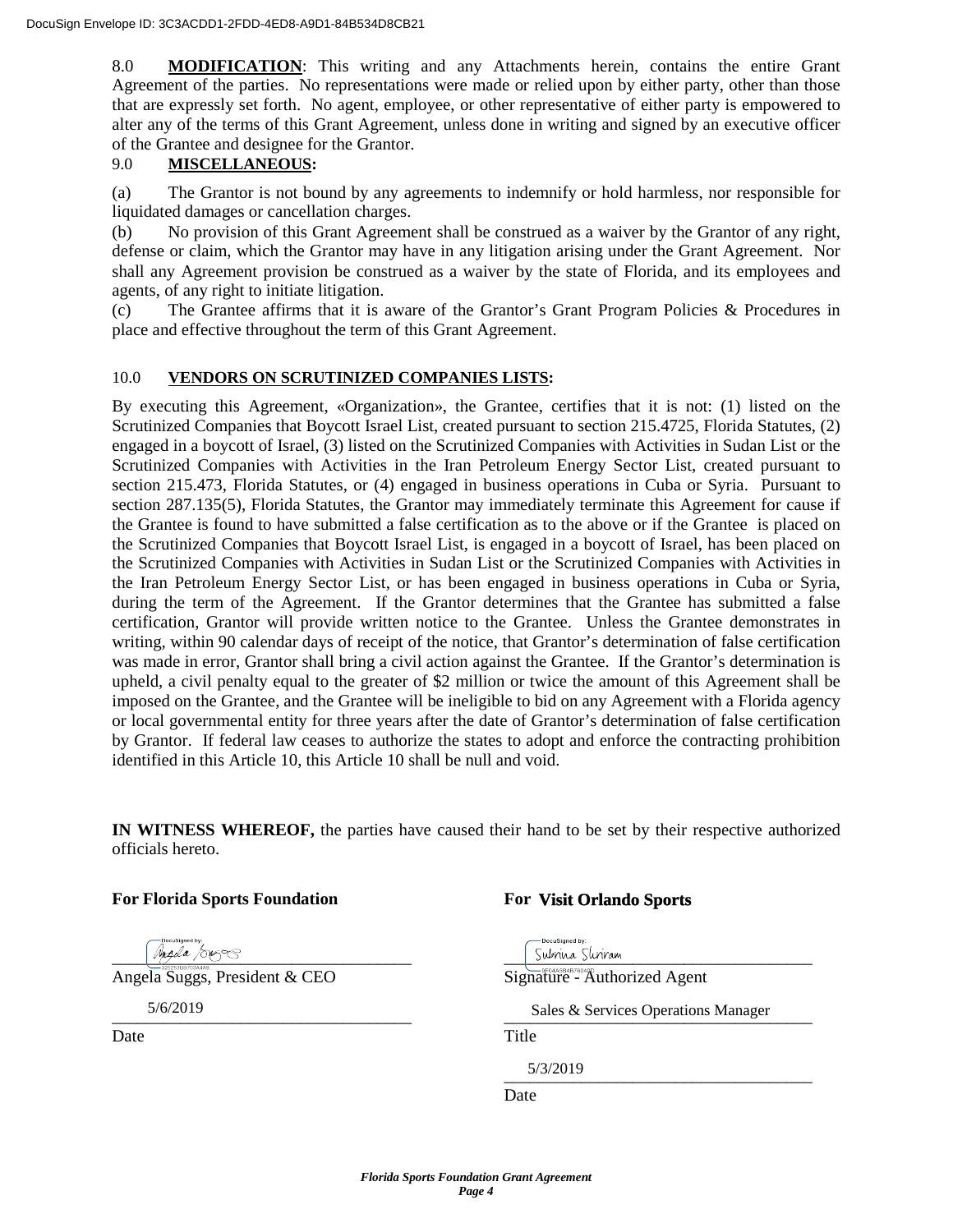8.0 **MODIFICATION**: This writing and any Attachments herein, contains the entire Grant Agreement of the parties. No representations were made or relied upon by either party, other than those that are expressly set forth. No agent, employee, or other representative of either party is empowered to alter any of the terms of this Grant Agreement, unless done in writing and signed by an executive officer of the Grantee and designee for the Grantor.

9.0 **MISCELLANEOUS:**

(a) The Grantor is not bound by any agreements to indemnify or hold harmless, nor responsible for liquidated damages or cancellation charges.

(b) No provision of this Grant Agreement shall be construed as a waiver by the Grantor of any right, defense or claim, which the Grantor may have in any litigation arising under the Grant Agreement. Nor shall any Agreement provision be construed as a waiver by the state of Florida, and its employees and agents, of any right to initiate litigation.

(c) The Grantee affirms that it is aware of the Grantor's Grant Program Policies & Procedures in place and effective throughout the term of this Grant Agreement.

10.0 **VENDORS ON SCRUTINIZED COMPANIES LISTS:**

By executing this Agreement, «Organization», the Grantee, certifies that it is not: (1) listed on the Scrutinized Companies that Boycott Israel List, created pursuant to section 215.4725, Florida Statutes, (2) engaged in a boycott of Israel, (3) listed on the Scrutinized Companies with Activities in Sudan List or the Scrutinized Companies with Activities in the Iran Petroleum Energy Sector List, created pursuant to section 215.473, Florida Statutes, or (4) engaged in business operations in Cuba or Syria. Pursuant to section 287.135(5), Florida Statutes, the Grantor may immediately terminate this Agreement for cause if the Grantee is found to have submitted a false certification as to the above or if the Grantee is placed on the Scrutinized Companies that Boycott Israel List, is engaged in a boycott of Israel, has been placed on the Scrutinized Companies with Activities in Sudan List or the Scrutinized Companies with Activities in the Iran Petroleum Energy Sector List, or has been engaged in business operations in Cuba or Syria, during the term of the Agreement. If the Grantor determines that the Grantee has submitted a false certification, Grantor will provide written notice to the Grantee. Unless the Grantee demonstrates in writing, within 90 calendar days of receipt of the notice, that Grantor's determination of false certification was made in error, Grantor shall bring a civil action against the Grantee. If the Grantor's determination is upheld, a civil penalty equal to the greater of $2 million or twice the amount of this Agreement shall be imposed on the Grantee, and the Grantee will be ineligible to bid on any Agreement with a Florida agency or local governmental entity for three years after the date of Grantor's determination of false certification by Grantor. If federal law ceases to authorize the states to adopt and enforce the contracting prohibition identified in this Article 10, this Article 10 shall be null and void.

**IN WITNESS WHEREOF,** the parties have caused their hand to be set by their respective authorized officials hereto.

**For Florida Sports Foundation**

DocuSigned by: Angela Suggs

Angela Suggs, President & CEO

5/6/2019

Date

**For Visit Orlando Sports**

DocuSigned by: Sabrina Shriram

Signature - Authorized Agent

Sales & Services Operations Manager

Title

5/3/2019

Date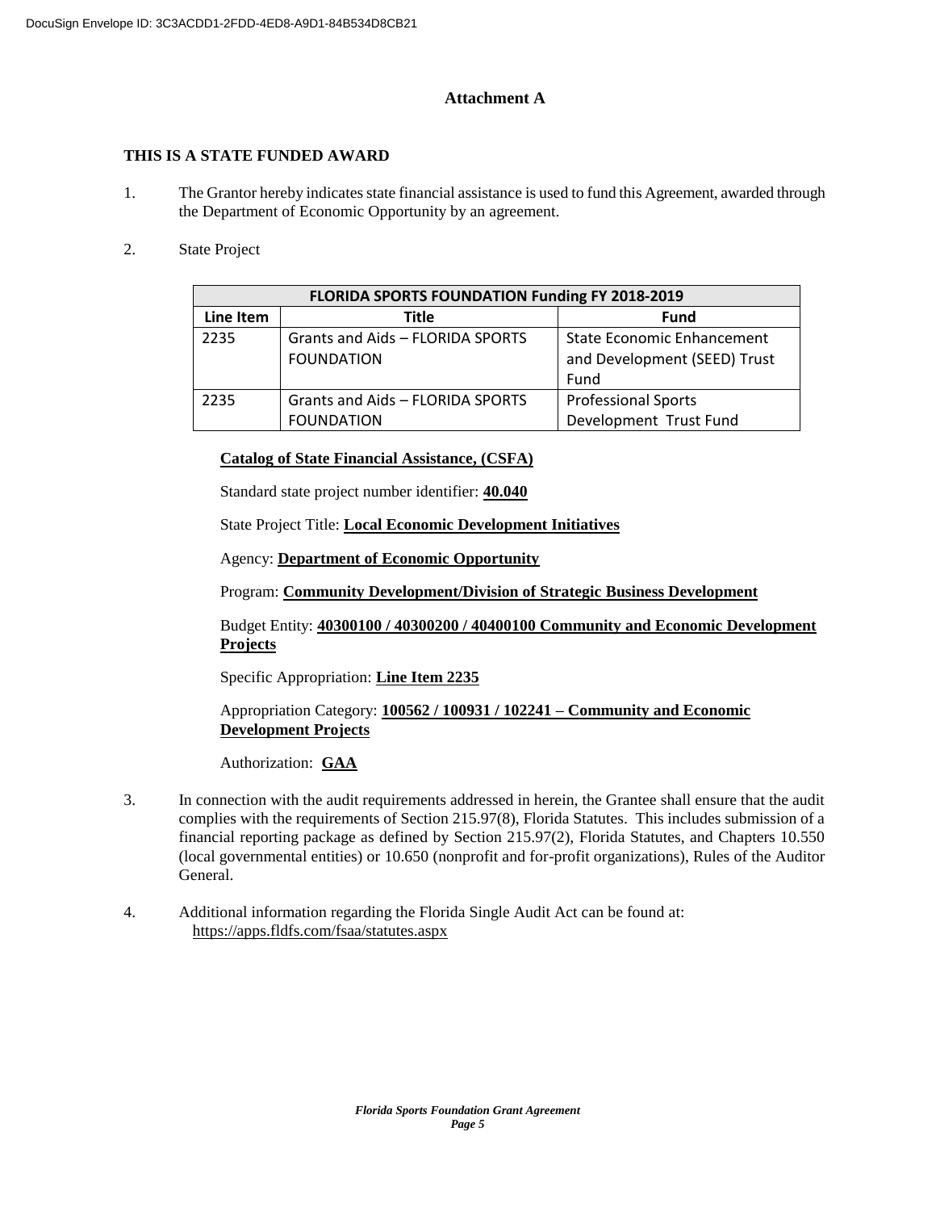## Attachment A

**THIS IS A STATE FUNDED AWARD**

1. The Grantor hereby indicates state financial assistance is used to fund this Agreement, awarded through the Department of Economic Opportunity by an agreement.

2. State Project

| FLORIDA SPORTS FOUNDATION Funding FY 2018-2019 | | |
|---|---|---|
| **Line Item** | **Title** | **Fund** |
| 2235 | Grants and Aids – FLORIDA SPORTS FOUNDATION | State Economic Enhancement and Development (SEED) Trust Fund |
| 2235 | Grants and Aids – FLORIDA SPORTS FOUNDATION | Professional Sports Development Trust Fund |

**Catalog of State Financial Assistance, (CSFA)**

Standard state project number identifier: **40.040**

State Project Title: **Local Economic Development Initiatives**

Agency: **Department of Economic Opportunity**

Program: **Community Development/Division of Strategic Business Development**

Budget Entity: **40300100 / 40300200 / 40400100 Community and Economic Development Projects**

Specific Appropriation: **Line Item 2235**

Appropriation Category: **100562 / 100931 / 102241 – Community and Economic Development Projects**

Authorization: **GAA**

3. In connection with the audit requirements addressed in herein, the Grantee shall ensure that the audit complies with the requirements of Section 215.97(8), Florida Statutes. This includes submission of a financial reporting package as defined by Section 215.97(2), Florida Statutes, and Chapters 10.550 (local governmental entities) or 10.650 (nonprofit and for-profit organizations), Rules of the Auditor General.

4. Additional information regarding the Florida Single Audit Act can be found at: https://apps.fldfs.com/fsaa/statutes.aspx